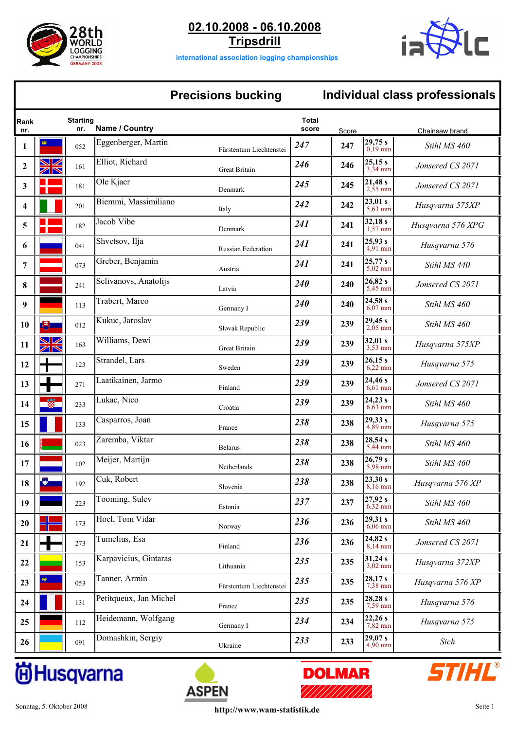# 02.10.2008 - 06.10.2008

## Tripsdrill

international association logging championships

28th World Logging Championships Germany 2008

## Precisions bucking — Individual class professionals

| Rank nr. | Starting nr. | Name / Country | | Total score | Score | | Chainsaw brand |
|---|---|---|---|---|---|---|---|
| 1 | 052 | Eggenberger, Martin | Fürstentum Liechtenstei | 247 | 247 | 29,75 s 0,19 mm | Stihl MS 460 |
| 2 | 161 | Elliot, Richard | Great Britain | 246 | 246 | 25,15 s 3,34 mm | Jonsered CS 2071 |
| 3 | 181 | Ole Kjaer | Denmark | 245 | 245 | 21,48 s 2,55 mm | Jonsered CS 2071 |
| 4 | 201 | Biemmi, Massimiliano | Italy | 242 | 242 | 23,01 s 5,63 mm | Husqvarna 575XP |
| 5 | 182 | Jacob Vibe | Denmark | 241 | 241 | 32,18 s 1,57 mm | Husqvarna 576 XPG |
| 6 | 041 | Shvetsov, Ilja | Russian Federation | 241 | 241 | 25,93 s 4,91 mm | Husqvarna 576 |
| 7 | 073 | Greber, Benjamin | Austria | 241 | 241 | 25,77 s 5,02 mm | Stihl MS 440 |
| 8 | 241 | Selivanovs, Anatolijs | Latvia | 240 | 240 | 26,82 s 5,45 mm | Jonsered CS 2071 |
| 9 | 113 | Trabert, Marco | Germany I | 240 | 240 | 24,58 s 6,07 mm | Stihl MS 460 |
| 10 | 012 | Kukuc, Jaroslav | Slovak Republic | 239 | 239 | 29,45 s 2,05 mm | Stihl MS 460 |
| 11 | 163 | Williams, Dewi | Great Britain | 239 | 239 | 32,01 s 3,53 mm | Husqvarna 575XP |
| 12 | 123 | Strandel, Lars | Sweden | 239 | 239 | 26,15 s 6,22 mm | Husqvarna 575 |
| 13 | 271 | Laatikainen, Jarmo | Finland | 239 | 239 | 24,46 s 6,61 mm | Jonsered CS 2071 |
| 14 | 233 | Lukac, Nico | Croatia | 239 | 239 | 24,23 s 6,63 mm | Stihl MS 460 |
| 15 | 133 | Casparros, Joan | France | 238 | 238 | 29,33 s 4,89 mm | Husqvarna 575 |
| 16 | 023 | Zaremba, Viktar | Belarus | 238 | 238 | 28,54 s 5,44 mm | Stihl MS 460 |
| 17 | 102 | Meijer, Martijn | Netherlands | 238 | 238 | 26,79 s 5,98 mm | Stihl MS 460 |
| 18 | 192 | Cuk, Robert | Slovenia | 238 | 238 | 23,30 s 8,16 mm | Husqvarna 576 XP |
| 19 | 223 | Tooming, Sulev | Estonia | 237 | 237 | 27,92 s 6,32 mm | Stihl MS 460 |
| 20 | 173 | Hoel, Tom Vidar | Norway | 236 | 236 | 29,31 s 6,06 mm | Stihl MS 460 |
| 21 | 273 | Tumelius, Esa | Finland | 236 | 236 | 24,82 s 8,14 mm | Jonsered CS 2071 |
| 22 | 153 | Karpavicius, Gintaras | Lithuania | 235 | 235 | 31,24 s 3,02 mm | Husqvarna 372XP |
| 23 | 053 | Tanner, Armin | Fürstentum Liechtenstei | 235 | 235 | 28,17 s 7,38 mm | Husqvarna 576 XP |
| 24 | 131 | Petitqueux, Jan Michel | France | 235 | 235 | 28,28 s 7,59 mm | Husqvarna 576 |
| 25 | 112 | Heidemann, Wolfgang | Germany I | 234 | 234 | 22,26 s 7,82 mm | Husqvarna 575 |
| 26 | 091 | Domashkin, Sergiy | Ukraine | 233 | 233 | 29,07 s 4,90 mm | Sich |

Husqvarna — ASPEN — DOLMAR — STIHL

Sonntag, 5. Oktober 2008 — http://www.wam-statistik.de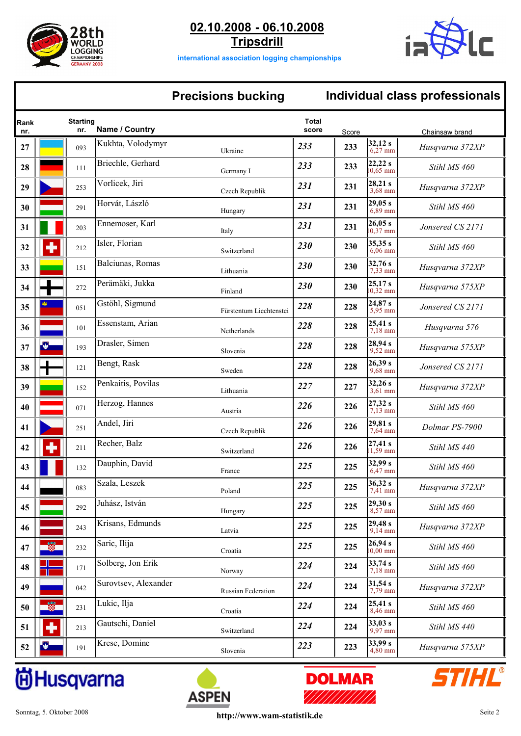# 02.10.2008 - 06.10.2008

## Tripsdrill

international association logging championships

## Precisions bucking — Individual class professionals

| Rank nr. | | Starting nr. | Name / Country | | Total score | Score | | Chainsaw brand |
|---|---|---|---|---|---|---|---|---|
| 27 | | 093 | Kukhta, Volodymyr | Ukraine | 233 | 233 | 32,12 s 6,27 mm | Husqvarna 372XP |
| 28 | | 111 | Briechle, Gerhard | Germany I | 233 | 233 | 22,22 s 10,65 mm | Stihl MS 460 |
| 29 | | 253 | Vorlicek, Jiri | Czech Republik | 231 | 231 | 28,21 s 3,68 mm | Husqvarna 372XP |
| 30 | | 291 | Horvát, László | Hungary | 231 | 231 | 29,05 s 6,89 mm | Stihl MS 460 |
| 31 | | 203 | Ennemoser, Karl | Italy | 231 | 231 | 26,05 s 10,37 mm | Jonsered CS 2171 |
| 32 | | 212 | Isler, Florian | Switzerland | 230 | 230 | 35,35 s 6,06 mm | Stihl MS 460 |
| 33 | | 151 | Balciunas, Romas | Lithuania | 230 | 230 | 32,76 s 7,33 mm | Husqvarna 372XP |
| 34 | | 272 | Perämäki, Jukka | Finland | 230 | 230 | 25,17 s 10,32 mm | Husqvarna 575XP |
| 35 | | 051 | Gstöhl, Sigmund | Fürstentum Liechtenstei | 228 | 228 | 24,87 s 5,95 mm | Jonsered CS 2171 |
| 36 | | 101 | Essenstam, Arian | Netherlands | 228 | 228 | 25,41 s 7,18 mm | Husqvarna 576 |
| 37 | | 193 | Drasler, Simen | Slovenia | 228 | 228 | 28,94 s 9,52 mm | Husqvarna 575XP |
| 38 | | 121 | Bengt, Rask | Sweden | 228 | 228 | 26,39 s 9,68 mm | Jonsered CS 2171 |
| 39 | | 152 | Penkaitis, Povilas | Lithuania | 227 | 227 | 32,26 s 3,61 mm | Husqvarna 372XP |
| 40 | | 071 | Herzog, Hannes | Austria | 226 | 226 | 27,32 s 7,13 mm | Stihl MS 460 |
| 41 | | 251 | Andel, Jiri | Czech Republik | 226 | 226 | 29,81 s 7,64 mm | Dolmar PS-7900 |
| 42 | | 211 | Recher, Balz | Switzerland | 226 | 226 | 27,41 s 11,59 mm | Stihl MS 440 |
| 43 | | 132 | Dauphin, David | France | 225 | 225 | 32,99 s 6,47 mm | Stihl MS 460 |
| 44 | | 083 | Szala, Leszek | Poland | 225 | 225 | 36,32 s 7,41 mm | Husqvarna 372XP |
| 45 | | 292 | Juhász, István | Hungary | 225 | 225 | 29,30 s 8,57 mm | Stihl MS 460 |
| 46 | | 243 | Krisans, Edmunds | Latvia | 225 | 225 | 29,48 s 9,14 mm | Husqvarna 372XP |
| 47 | | 232 | Saric, Ilija | Croatia | 225 | 225 | 26,94 s 10,00 mm | Stihl MS 460 |
| 48 | | 171 | Solberg, Jon Erik | Norway | 224 | 224 | 33,74 s 7,18 mm | Stihl MS 460 |
| 49 | | 042 | Surovtsev, Alexander | Russian Federation | 224 | 224 | 31,54 s 7,79 mm | Husqvarna 372XP |
| 50 | | 231 | Lukic, Ilja | Croatia | 224 | 224 | 25,41 s 8,46 mm | Stihl MS 460 |
| 51 | | 213 | Gautschi, Daniel | Switzerland | 224 | 224 | 33,03 s 9,97 mm | Stihl MS 440 |
| 52 | | 191 | Krese, Domine | Slovenia | 223 | 223 | 33,99 s 4,80 mm | Husqvarna 575XP |

Sonntag, 5. Oktober 2008

http://www.wam-statistik.de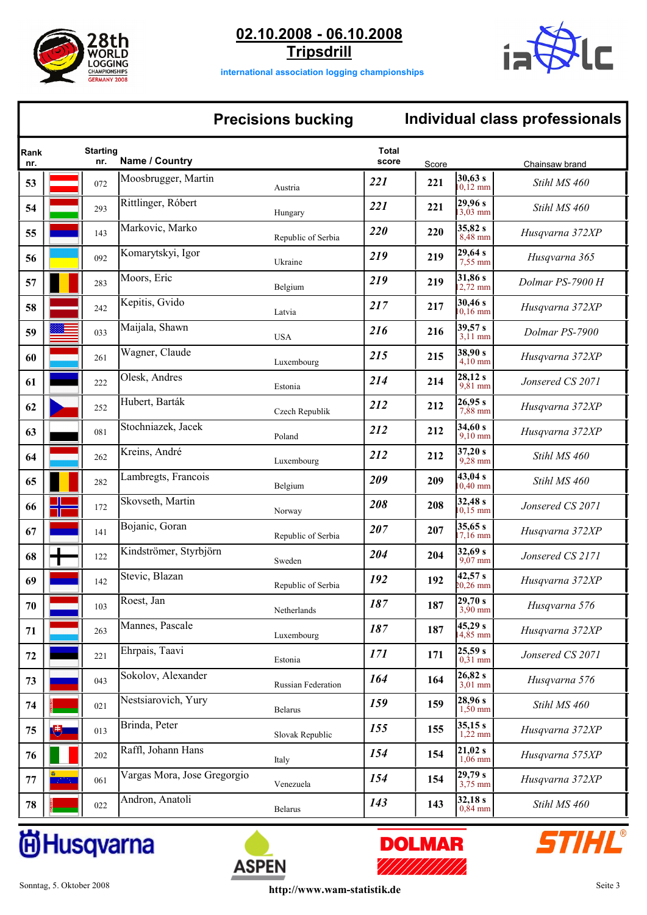# 02.10.2008 - 06.10.2008
## Tripsdrill

international association logging championships

## Precisions bucking — Individual class professionals

| Rank nr. | Starting nr. | Name / Country | | Total score | Score | | Chainsaw brand |
|---|---|---|---|---|---|---|---|
| 53 | 072 | Moosbrugger, Martin | Austria | 221 | 221 | 30,63 s 10,12 mm | Stihl MS 460 |
| 54 | 293 | Rittlinger, Róbert | Hungary | 221 | 221 | 29,96 s 13,03 mm | Stihl MS 460 |
| 55 | 143 | Markovic, Marko | Republic of Serbia | 220 | 220 | 35,82 s 8,48 mm | Husqvarna 372XP |
| 56 | 092 | Komarytskyi, Igor | Ukraine | 219 | 219 | 29,64 s 7,55 mm | Husqvarna 365 |
| 57 | 283 | Moors, Eric | Belgium | 219 | 219 | 31,86 s 12,72 mm | Dolmar PS-7900 H |
| 58 | 242 | Kepitis, Gvido | Latvia | 217 | 217 | 30,46 s 10,16 mm | Husqvarna 372XP |
| 59 | 033 | Maijala, Shawn | USA | 216 | 216 | 39,57 s 3,11 mm | Dolmar PS-7900 |
| 60 | 261 | Wagner, Claude | Luxembourg | 215 | 215 | 38,90 s 4,10 mm | Husqvarna 372XP |
| 61 | 222 | Olesk, Andres | Estonia | 214 | 214 | 28,12 s 9,81 mm | Jonsered CS 2071 |
| 62 | 252 | Hubert, Barták | Czech Republik | 212 | 212 | 26,95 s 7,88 mm | Husqvarna 372XP |
| 63 | 081 | Stochniazek, Jacek | Poland | 212 | 212 | 34,60 s 9,10 mm | Husqvarna 372XP |
| 64 | 262 | Kreins, André | Luxembourg | 212 | 212 | 37,20 s 9,28 mm | Stihl MS 460 |
| 65 | 282 | Lambregts, Francois | Belgium | 209 | 209 | 43,04 s 10,40 mm | Stihl MS 460 |
| 66 | 172 | Skovseth, Martin | Norway | 208 | 208 | 32,48 s 10,15 mm | Jonsered CS 2071 |
| 67 | 141 | Bojanic, Goran | Republic of Serbia | 207 | 207 | 35,65 s 17,16 mm | Husqvarna 372XP |
| 68 | 122 | Kindströmer, Styrbjörn | Sweden | 204 | 204 | 32,69 s 9,07 mm | Jonsered CS 2171 |
| 69 | 142 | Stevic, Blazan | Republic of Serbia | 192 | 192 | 42,57 s 20,26 mm | Husqvarna 372XP |
| 70 | 103 | Roest, Jan | Netherlands | 187 | 187 | 29,70 s 3,90 mm | Husqvarna 576 |
| 71 | 263 | Mannes, Pascale | Luxembourg | 187 | 187 | 45,29 s 14,85 mm | Husqvarna 372XP |
| 72 | 221 | Ehrpais, Taavi | Estonia | 171 | 171 | 25,59 s 0,31 mm | Jonsered CS 2071 |
| 73 | 043 | Sokolov, Alexander | Russian Federation | 164 | 164 | 26,82 s 3,01 mm | Husqvarna 576 |
| 74 | 021 | Nestsiarovich, Yury | Belarus | 159 | 159 | 28,96 s 1,50 mm | Stihl MS 460 |
| 75 | 013 | Brinda, Peter | Slovak Republic | 155 | 155 | 35,15 s 1,22 mm | Husqvarna 372XP |
| 76 | 202 | Raffl, Johann Hans | Italy | 154 | 154 | 21,02 s 1,06 mm | Husqvarna 575XP |
| 77 | 061 | Vargas Mora, Jose Gregorgio | Venezuela | 154 | 154 | 29,79 s 3,75 mm | Husqvarna 372XP |
| 78 | 022 | Andron, Anatoli | Belarus | 143 | 143 | 32,18 s 0,84 mm | Stihl MS 460 |

Sonntag, 5. Oktober 2008

http://www.wam-statistik.de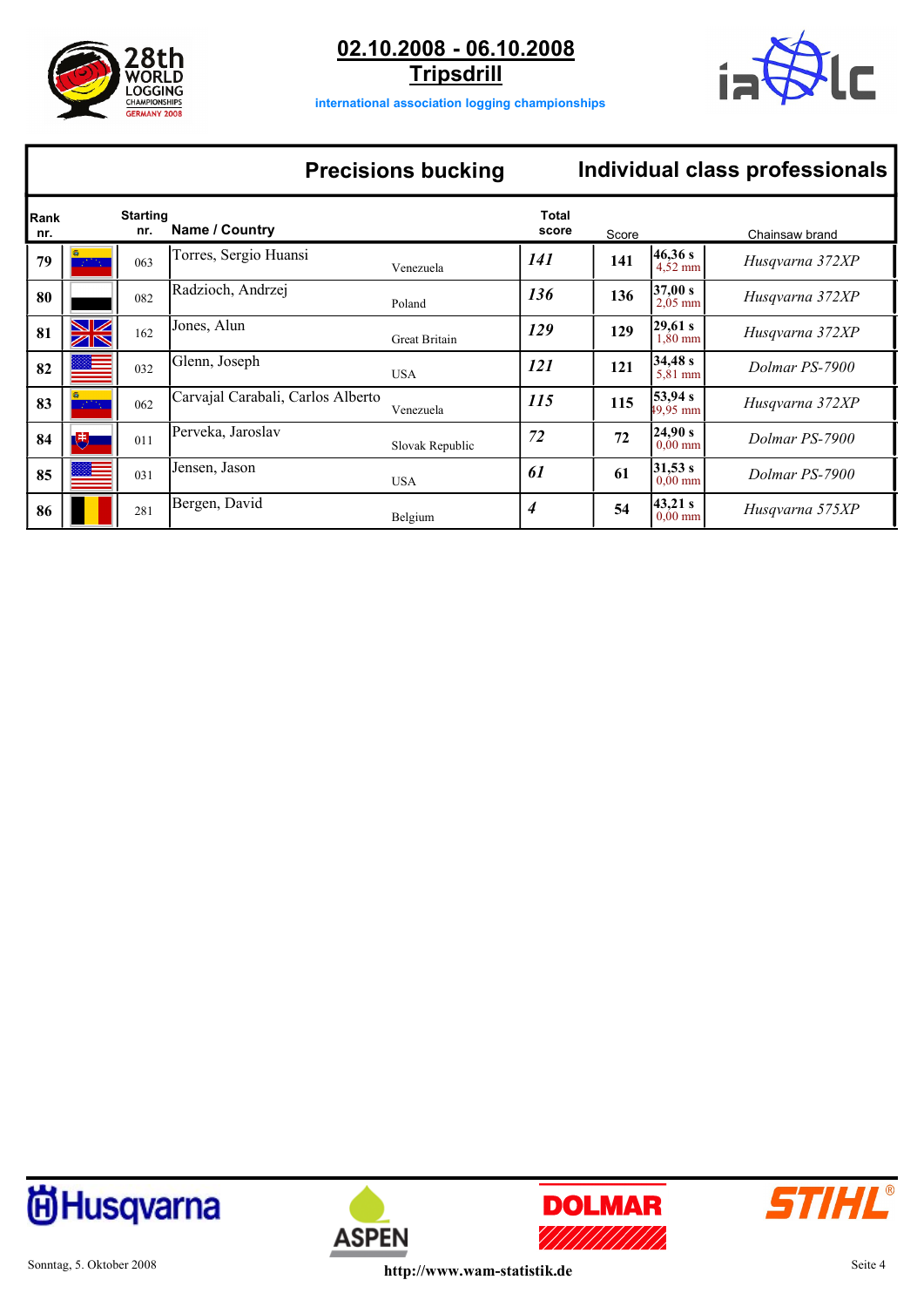## 02.10.2008 - 06.10.2008

## Tripsdrill

international association logging championships

## Precisions bucking — Individual class professionals

| Rank nr. | Flag | Starting nr. | Name / Country | | Total score | Score | | Chainsaw brand |
|---|---|---|---|---|---|---|---|---|
| 79 | | 063 | Torres, Sergio Huansi | Venezuela | *141* | 141 | 46,36 s 4,52 mm | *Husqvarna 372XP* |
| 80 | | 082 | Radzioch, Andrzej | Poland | *136* | 136 | 37,00 s 2,05 mm | *Husqvarna 372XP* |
| 81 | | 162 | Jones, Alun | Great Britain | *129* | 129 | 29,61 s 1,80 mm | *Husqvarna 372XP* |
| 82 | | 032 | Glenn, Joseph | USA | *121* | 121 | 34,48 s 5,81 mm | *Dolmar PS-7900* |
| 83 | | 062 | Carvajal Carabali, Carlos Alberto | Venezuela | *115* | 115 | 53,94 s 19,95 mm | *Husqvarna 372XP* |
| 84 | | 011 | Perveka, Jaroslav | Slovak Republic | *72* | 72 | 24,90 s 0,00 mm | *Dolmar PS-7900* |
| 85 | | 031 | Jensen, Jason | USA | *61* | 61 | 31,53 s 0,00 mm | *Dolmar PS-7900* |
| 86 | | 281 | Bergen, David | Belgium | *4* | 54 | 43,21 s 0,00 mm | *Husqvarna 575XP* |

Sonntag, 5. Oktober 2008

http://www.wam-statistik.de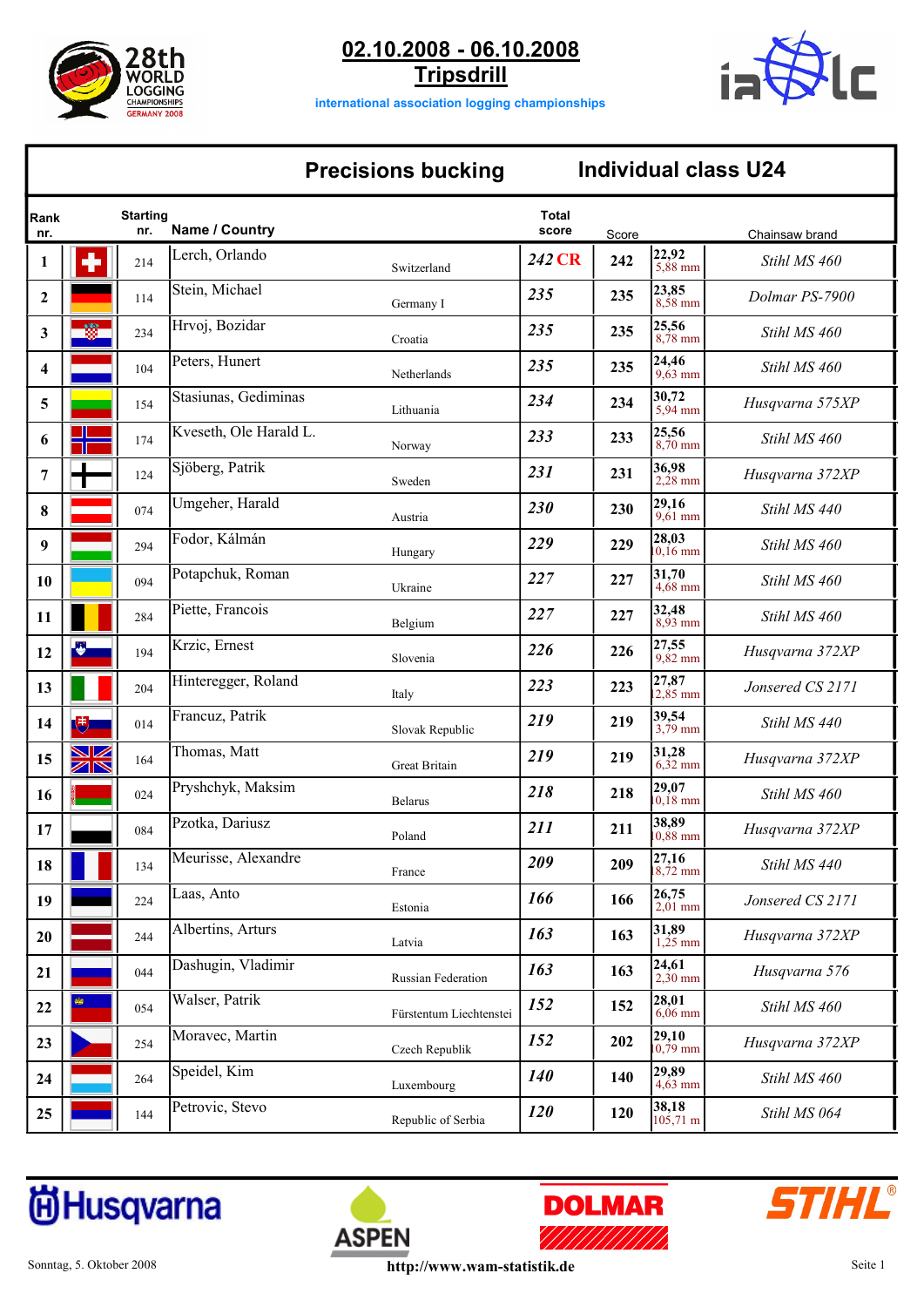28th WORLD LOGGING CHAMPIONSHIPS GERMANY 2008

# 02.10.2008 - 06.10.2008
# Tripsdrill

international association logging championships

## Precisions bucking — Individual class U24

| Rank nr. | | Starting nr. | Name / Country | | Total score | Score | | Chainsaw brand |
|---|---|---|---|---|---|---|---|---|
| 1 | | 214 | Lerch, Orlando | Switzerland | 242 CR | 242 | 22,92 5,88 mm | Stihl MS 460 |
| 2 | | 114 | Stein, Michael | Germany I | 235 | 235 | 23,85 8,58 mm | Dolmar PS-7900 |
| 3 | | 234 | Hrvoj, Bozidar | Croatia | 235 | 235 | 25,56 8,78 mm | Stihl MS 460 |
| 4 | | 104 | Peters, Hunert | Netherlands | 235 | 235 | 24,46 9,63 mm | Stihl MS 460 |
| 5 | | 154 | Stasiunas, Gediminas | Lithuania | 234 | 234 | 30,72 5,94 mm | Husqvarna 575XP |
| 6 | | 174 | Kveseth, Ole Harald L. | Norway | 233 | 233 | 25,56 8,70 mm | Stihl MS 460 |
| 7 | | 124 | Sjöberg, Patrik | Sweden | 231 | 231 | 36,98 2,28 mm | Husqvarna 372XP |
| 8 | | 074 | Umgeher, Harald | Austria | 230 | 230 | 29,16 9,61 mm | Stihl MS 440 |
| 9 | | 294 | Fodor, Kálmán | Hungary | 229 | 229 | 28,03 10,16 mm | Stihl MS 460 |
| 10 | | 094 | Potapchuk, Roman | Ukraine | 227 | 227 | 31,70 4,68 mm | Stihl MS 460 |
| 11 | | 284 | Piette, Francois | Belgium | 227 | 227 | 32,48 8,93 mm | Stihl MS 460 |
| 12 | | 194 | Krzic, Ernest | Slovenia | 226 | 226 | 27,55 9,82 mm | Husqvarna 372XP |
| 13 | | 204 | Hinteregger, Roland | Italy | 223 | 223 | 27,87 12,85 mm | Jonsered CS 2171 |
| 14 | | 014 | Francuz, Patrik | Slovak Republic | 219 | 219 | 39,54 3,79 mm | Stihl MS 440 |
| 15 | | 164 | Thomas, Matt | Great Britain | 219 | 219 | 31,28 6,32 mm | Husqvarna 372XP |
| 16 | | 024 | Pryshchyk, Maksim | Belarus | 218 | 218 | 29,07 10,18 mm | Stihl MS 460 |
| 17 | | 084 | Pzotka, Dariusz | Poland | 211 | 211 | 38,89 10,88 mm | Husqvarna 372XP |
| 18 | | 134 | Meurisse, Alexandre | France | 209 | 209 | 27,16 8,72 mm | Stihl MS 440 |
| 19 | | 224 | Laas, Anto | Estonia | 166 | 166 | 26,75 2,01 mm | Jonsered CS 2171 |
| 20 | | 244 | Albertins, Arturs | Latvia | 163 | 163 | 31,89 1,25 mm | Husqvarna 372XP |
| 21 | | 044 | Dashugin, Vladimir | Russian Federation | 163 | 163 | 24,61 2,30 mm | Husqvarna 576 |
| 22 | | 054 | Walser, Patrik | Fürstentum Liechtenstei | 152 | 152 | 28,01 6,06 mm | Stihl MS 460 |
| 23 | | 254 | Moravec, Martin | Czech Republik | 152 | 202 | 29,10 10,79 mm | Husqvarna 372XP |
| 24 | | 264 | Speidel, Kim | Luxembourg | 140 | 140 | 29,89 4,63 mm | Stihl MS 460 |
| 25 | | 144 | Petrovic, Stevo | Republic of Serbia | 120 | 120 | 38,18 105,71 m | Stihl MS 064 |

Husqvarna ASPEN DOLMAR STIHL

Sonntag, 5. Oktober 2008 http://www.wam-statistik.de